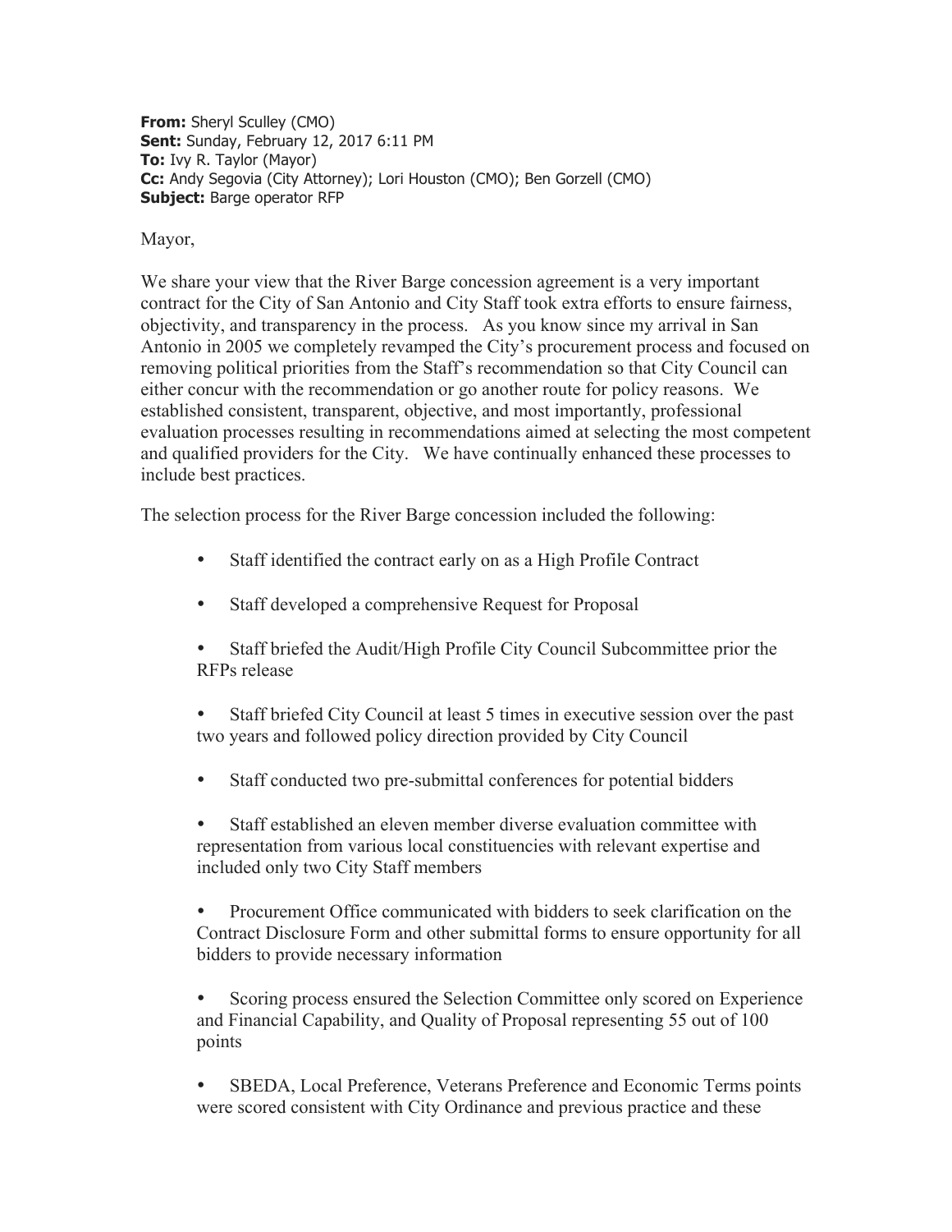**From:** Sheryl Sculley (CMO)
**Sent:** Sunday, February 12, 2017 6:11 PM
**To:** Ivy R. Taylor (Mayor)
**Cc:** Andy Segovia (City Attorney); Lori Houston (CMO); Ben Gorzell (CMO)
**Subject:** Barge operator RFP

Mayor,

We share your view that the River Barge concession agreement is a very important contract for the City of San Antonio and City Staff took extra efforts to ensure fairness, objectivity, and transparency in the process. As you know since my arrival in San Antonio in 2005 we completely revamped the City's procurement process and focused on removing political priorities from the Staff's recommendation so that City Council can either concur with the recommendation or go another route for policy reasons. We established consistent, transparent, objective, and most importantly, professional evaluation processes resulting in recommendations aimed at selecting the most competent and qualified providers for the City. We have continually enhanced these processes to include best practices.

The selection process for the River Barge concession included the following:

- Staff identified the contract early on as a High Profile Contract
- Staff developed a comprehensive Request for Proposal
- Staff briefed the Audit/High Profile City Council Subcommittee prior the RFPs release
- Staff briefed City Council at least 5 times in executive session over the past two years and followed policy direction provided by City Council
- Staff conducted two pre-submittal conferences for potential bidders
- Staff established an eleven member diverse evaluation committee with representation from various local constituencies with relevant expertise and included only two City Staff members
- Procurement Office communicated with bidders to seek clarification on the Contract Disclosure Form and other submittal forms to ensure opportunity for all bidders to provide necessary information
- Scoring process ensured the Selection Committee only scored on Experience and Financial Capability, and Quality of Proposal representing 55 out of 100 points
- SBEDA, Local Preference, Veterans Preference and Economic Terms points were scored consistent with City Ordinance and previous practice and these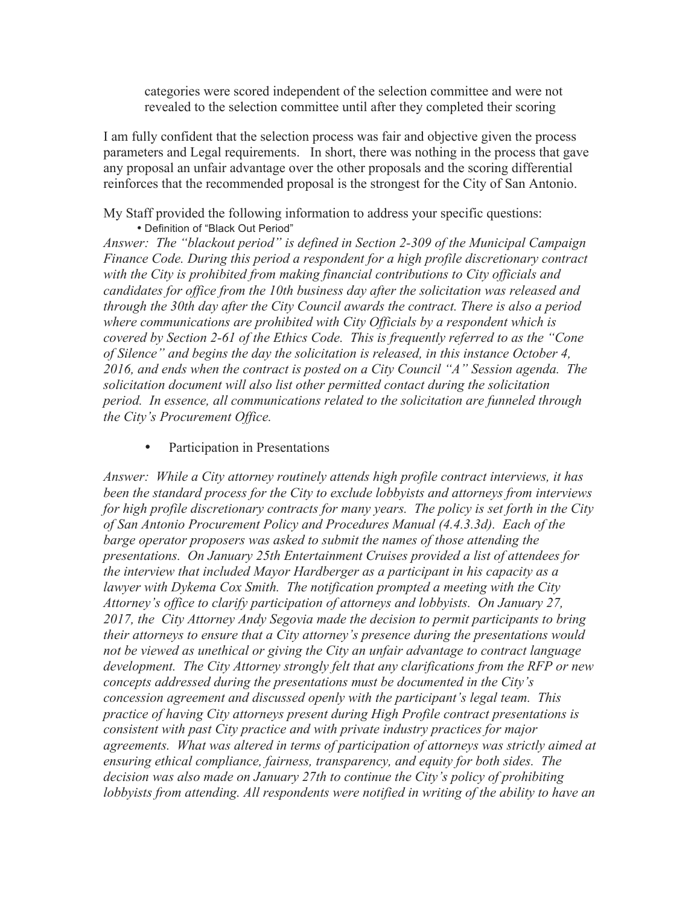categories were scored independent of the selection committee and were not revealed to the selection committee until after they completed their scoring

I am fully confident that the selection process was fair and objective given the process parameters and Legal requirements. In short, there was nothing in the process that gave any proposal an unfair advantage over the other proposals and the scoring differential reinforces that the recommended proposal is the strongest for the City of San Antonio.

My Staff provided the following information to address your specific questions:

- Definition of "Black Out Period"

*Answer: The "blackout period" is defined in Section 2-309 of the Municipal Campaign Finance Code. During this period a respondent for a high profile discretionary contract with the City is prohibited from making financial contributions to City officials and candidates for office from the 10th business day after the solicitation was released and through the 30th day after the City Council awards the contract. There is also a period where communications are prohibited with City Officials by a respondent which is covered by Section 2-61 of the Ethics Code. This is frequently referred to as the "Cone of Silence" and begins the day the solicitation is released, in this instance October 4, 2016, and ends when the contract is posted on a City Council "A" Session agenda. The solicitation document will also list other permitted contact during the solicitation period. In essence, all communications related to the solicitation are funneled through the City's Procurement Office.*

- Participation in Presentations

*Answer: While a City attorney routinely attends high profile contract interviews, it has been the standard process for the City to exclude lobbyists and attorneys from interviews for high profile discretionary contracts for many years. The policy is set forth in the City of San Antonio Procurement Policy and Procedures Manual (4.4.3.3d). Each of the barge operator proposers was asked to submit the names of those attending the presentations. On January 25th Entertainment Cruises provided a list of attendees for the interview that included Mayor Hardberger as a participant in his capacity as a lawyer with Dykema Cox Smith. The notification prompted a meeting with the City Attorney's office to clarify participation of attorneys and lobbyists. On January 27, 2017, the City Attorney Andy Segovia made the decision to permit participants to bring their attorneys to ensure that a City attorney's presence during the presentations would not be viewed as unethical or giving the City an unfair advantage to contract language development. The City Attorney strongly felt that any clarifications from the RFP or new concepts addressed during the presentations must be documented in the City's concession agreement and discussed openly with the participant's legal team. This practice of having City attorneys present during High Profile contract presentations is consistent with past City practice and with private industry practices for major agreements. What was altered in terms of participation of attorneys was strictly aimed at ensuring ethical compliance, fairness, transparency, and equity for both sides. The decision was also made on January 27th to continue the City's policy of prohibiting lobbyists from attending. All respondents were notified in writing of the ability to have an*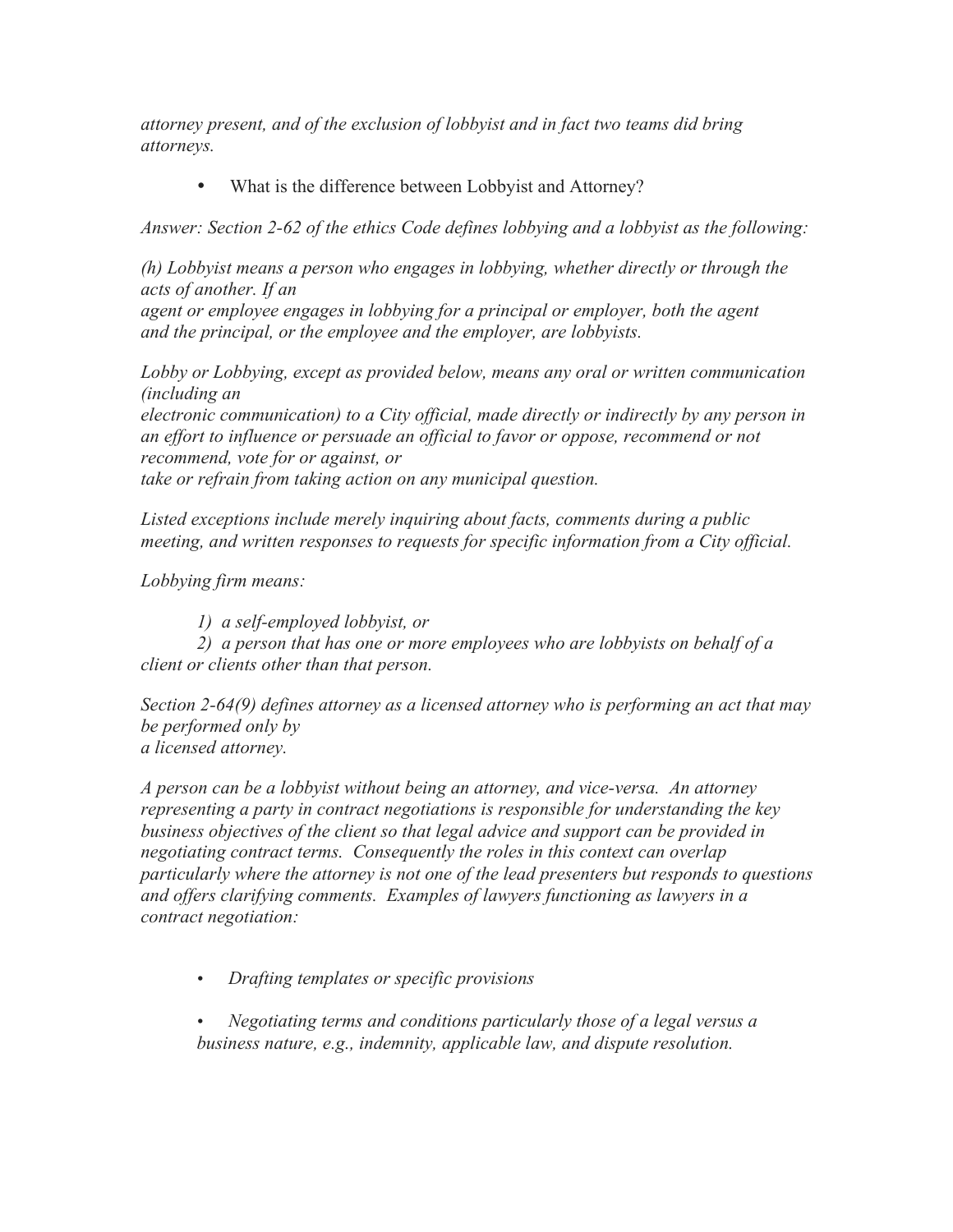*attorney present, and of the exclusion of lobbyist and in fact two teams did bring attorneys.*

- What is the difference between Lobbyist and Attorney?

*Answer: Section 2-62 of the ethics Code defines lobbying and a lobbyist as the following:*

*(h) Lobbyist means a person who engages in lobbying, whether directly or through the acts of another. If an agent or employee engages in lobbying for a principal or employer, both the agent and the principal, or the employee and the employer, are lobbyists.*

*Lobby or Lobbying, except as provided below, means any oral or written communication (including an electronic communication) to a City official, made directly or indirectly by any person in an effort to influence or persuade an official to favor or oppose, recommend or not recommend, vote for or against, or take or refrain from taking action on any municipal question.*

*Listed exceptions include merely inquiring about facts, comments during a public meeting, and written responses to requests for specific information from a City official.*

*Lobbying firm means:*

*1) a self-employed lobbyist, or*
*2) a person that has one or more employees who are lobbyists on behalf of a client or clients other than that person.*

*Section 2-64(9) defines attorney as a licensed attorney who is performing an act that may be performed only by a licensed attorney.*

*A person can be a lobbyist without being an attorney, and vice-versa. An attorney representing a party in contract negotiations is responsible for understanding the key business objectives of the client so that legal advice and support can be provided in negotiating contract terms. Consequently the roles in this context can overlap particularly where the attorney is not one of the lead presenters but responds to questions and offers clarifying comments. Examples of lawyers functioning as lawyers in a contract negotiation:*

- *Drafting templates or specific provisions*
- *Negotiating terms and conditions particularly those of a legal versus a business nature, e.g., indemnity, applicable law, and dispute resolution.*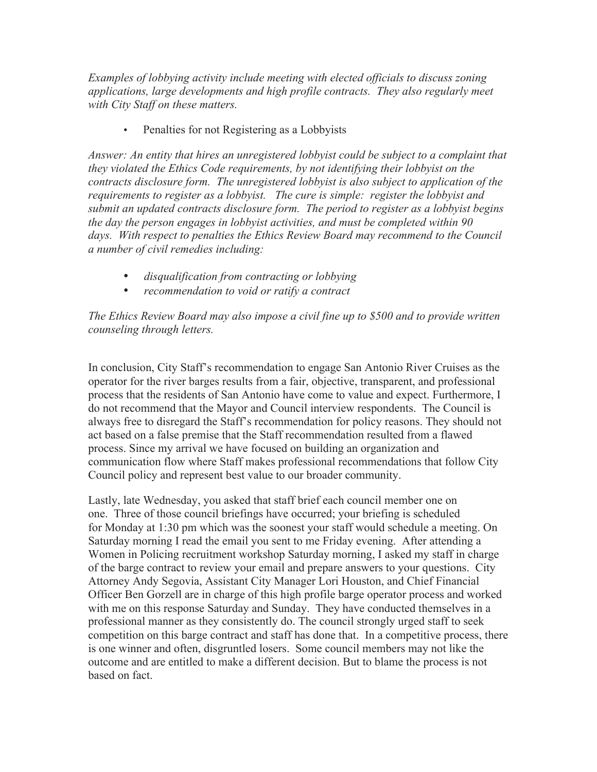*Examples of lobbying activity include meeting with elected officials to discuss zoning applications, large developments and high profile contracts. They also regularly meet with City Staff on these matters.*

- Penalties for not Registering as a Lobbyists

*Answer: An entity that hires an unregistered lobbyist could be subject to a complaint that they violated the Ethics Code requirements, by not identifying their lobbyist on the contracts disclosure form. The unregistered lobbyist is also subject to application of the requirements to register as a lobbyist. The cure is simple: register the lobbyist and submit an updated contracts disclosure form. The period to register as a lobbyist begins the day the person engages in lobbyist activities, and must be completed within 90 days. With respect to penalties the Ethics Review Board may recommend to the Council a number of civil remedies including:*

- *disqualification from contracting or lobbying*
- *recommendation to void or ratify a contract*

*The Ethics Review Board may also impose a civil fine up to $500 and to provide written counseling through letters.*

In conclusion, City Staff's recommendation to engage San Antonio River Cruises as the operator for the river barges results from a fair, objective, transparent, and professional process that the residents of San Antonio have come to value and expect. Furthermore, I do not recommend that the Mayor and Council interview respondents. The Council is always free to disregard the Staff's recommendation for policy reasons. They should not act based on a false premise that the Staff recommendation resulted from a flawed process. Since my arrival we have focused on building an organization and communication flow where Staff makes professional recommendations that follow City Council policy and represent best value to our broader community.

Lastly, late Wednesday, you asked that staff brief each council member one on one. Three of those council briefings have occurred; your briefing is scheduled for Monday at 1:30 pm which was the soonest your staff would schedule a meeting. On Saturday morning I read the email you sent to me Friday evening. After attending a Women in Policing recruitment workshop Saturday morning, I asked my staff in charge of the barge contract to review your email and prepare answers to your questions. City Attorney Andy Segovia, Assistant City Manager Lori Houston, and Chief Financial Officer Ben Gorzell are in charge of this high profile barge operator process and worked with me on this response Saturday and Sunday. They have conducted themselves in a professional manner as they consistently do. The council strongly urged staff to seek competition on this barge contract and staff has done that. In a competitive process, there is one winner and often, disgruntled losers. Some council members may not like the outcome and are entitled to make a different decision. But to blame the process is not based on fact.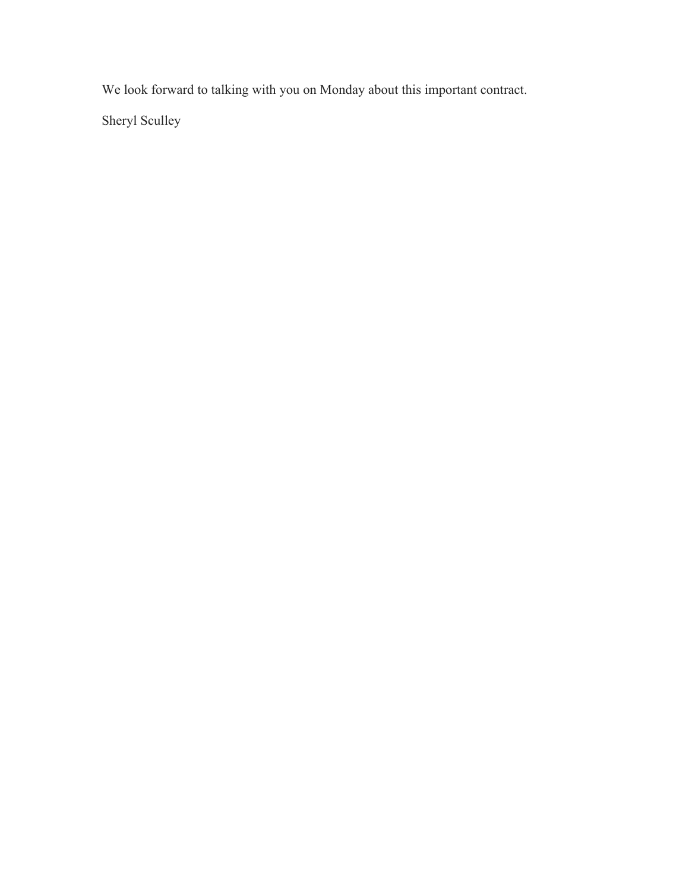We look forward to talking with you on Monday about this important contract.

Sheryl Sculley